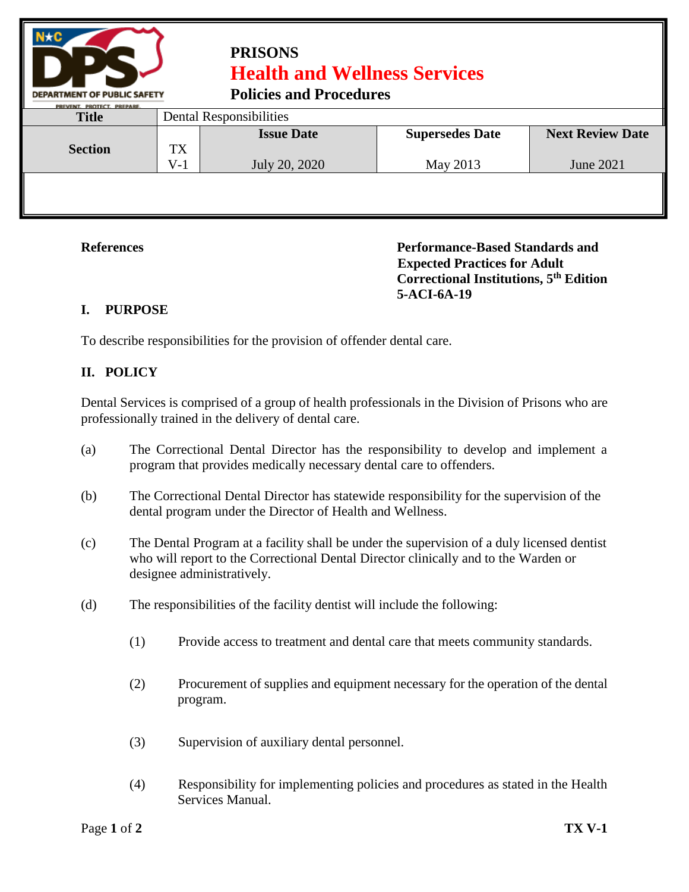**PRISONS**

**Health and Wellness Services**

**Policies and Procedures**

| Title | Dental Responsibilities | | | |
|---|---|---|---|---|
| **Section** | TX V-1 | **Issue Date** July 20, 2020 | **Supersedes Date** May 2013 | **Next Review Date** June 2021 |

**References**

**Performance-Based Standards and Expected Practices for Adult Correctional Institutions, 5th Edition 5-ACI-6A-19**

## I. PURPOSE

To describe responsibilities for the provision of offender dental care.

## II. POLICY

Dental Services is comprised of a group of health professionals in the Division of Prisons who are professionally trained in the delivery of dental care.

(a) The Correctional Dental Director has the responsibility to develop and implement a program that provides medically necessary dental care to offenders.

(b) The Correctional Dental Director has statewide responsibility for the supervision of the dental program under the Director of Health and Wellness.

(c) The Dental Program at a facility shall be under the supervision of a duly licensed dentist who will report to the Correctional Dental Director clinically and to the Warden or designee administratively.

(d) The responsibilities of the facility dentist will include the following:

(1) Provide access to treatment and dental care that meets community standards.

(2) Procurement of supplies and equipment necessary for the operation of the dental program.

(3) Supervision of auxiliary dental personnel.

(4) Responsibility for implementing policies and procedures as stated in the Health Services Manual.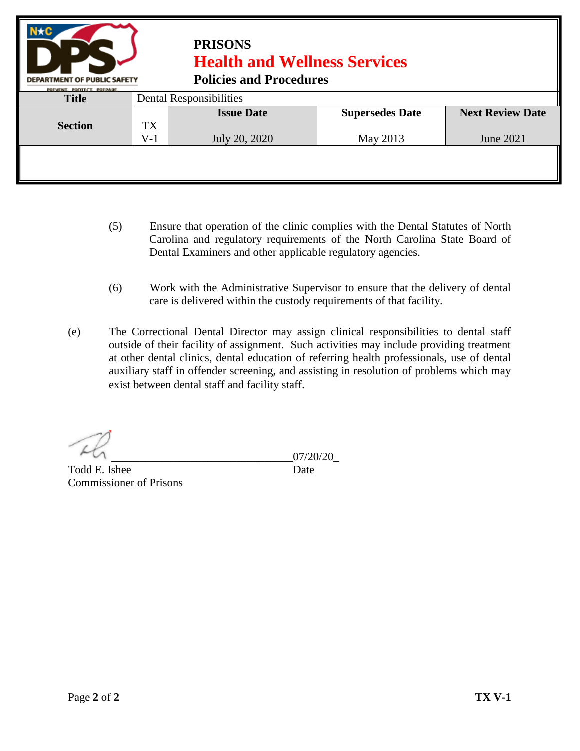| Title | Dental Responsibilities | | | |
|---|---|---|---|---|
| **Section** | TX V-1 | **Issue Date** July 20, 2020 | **Supersedes Date** May 2013 | **Next Review Date** June 2021 |

(5) Ensure that operation of the clinic complies with the Dental Statutes of North Carolina and regulatory requirements of the North Carolina State Board of Dental Examiners and other applicable regulatory agencies.

(6) Work with the Administrative Supervisor to ensure that the delivery of dental care is delivered within the custody requirements of that facility.

(e) The Correctional Dental Director may assign clinical responsibilities to dental staff outside of their facility of assignment. Such activities may include providing treatment at other dental clinics, dental education of referring health professionals, use of dental auxiliary staff in offender screening, and assisting in resolution of problems which may exist between dental staff and facility staff.

______________________________________ 07/20/20

Todd E. Ishee — Date

Commissioner of Prisons